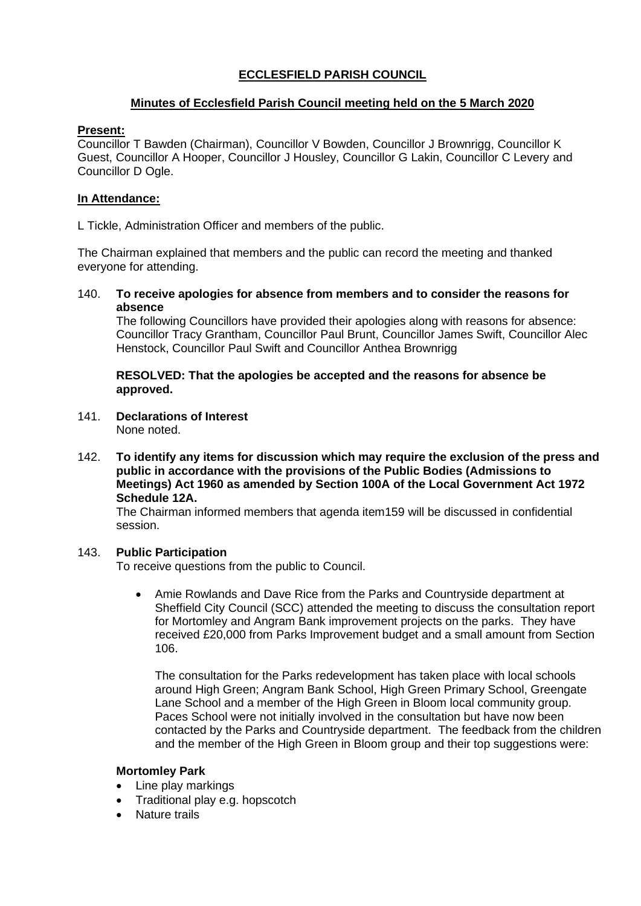# ECCLESFIELD PARISH COUNCIL

## Minutes of Ecclesfield Parish Council meeting held on the 5 March 2020

**Present:**
Councillor T Bawden (Chairman), Councillor V Bowden, Councillor J Brownrigg, Councillor K Guest, Councillor A Hooper, Councillor J Housley, Councillor G Lakin, Councillor C Levery and Councillor D Ogle.

**In Attendance:**

L Tickle, Administration Officer and members of the public.

The Chairman explained that members and the public can record the meeting and thanked everyone for attending.

140. **To receive apologies for absence from members and to consider the reasons for absence**
The following Councillors have provided their apologies along with reasons for absence: Councillor Tracy Grantham, Councillor Paul Brunt, Councillor James Swift, Councillor Alec Henstock, Councillor Paul Swift and Councillor Anthea Brownrigg

**RESOLVED: That the apologies be accepted and the reasons for absence be approved.**

141. **Declarations of Interest**
None noted.

142. **To identify any items for discussion which may require the exclusion of the press and public in accordance with the provisions of the Public Bodies (Admissions to Meetings) Act 1960 as amended by Section 100A of the Local Government Act 1972 Schedule 12A.**
The Chairman informed members that agenda item159 will be discussed in confidential session.

143. **Public Participation**
To receive questions from the public to Council.

- Amie Rowlands and Dave Rice from the Parks and Countryside department at Sheffield City Council (SCC) attended the meeting to discuss the consultation report for Mortomley and Angram Bank improvement projects on the parks. They have received £20,000 from Parks Improvement budget and a small amount from Section 106.

  The consultation for the Parks redevelopment has taken place with local schools around High Green; Angram Bank School, High Green Primary School, Greengate Lane School and a member of the High Green in Bloom local community group. Paces School were not initially involved in the consultation but have now been contacted by the Parks and Countryside department. The feedback from the children and the member of the High Green in Bloom group and their top suggestions were:

**Mortomley Park**

- Line play markings
- Traditional play e.g. hopscotch
- Nature trails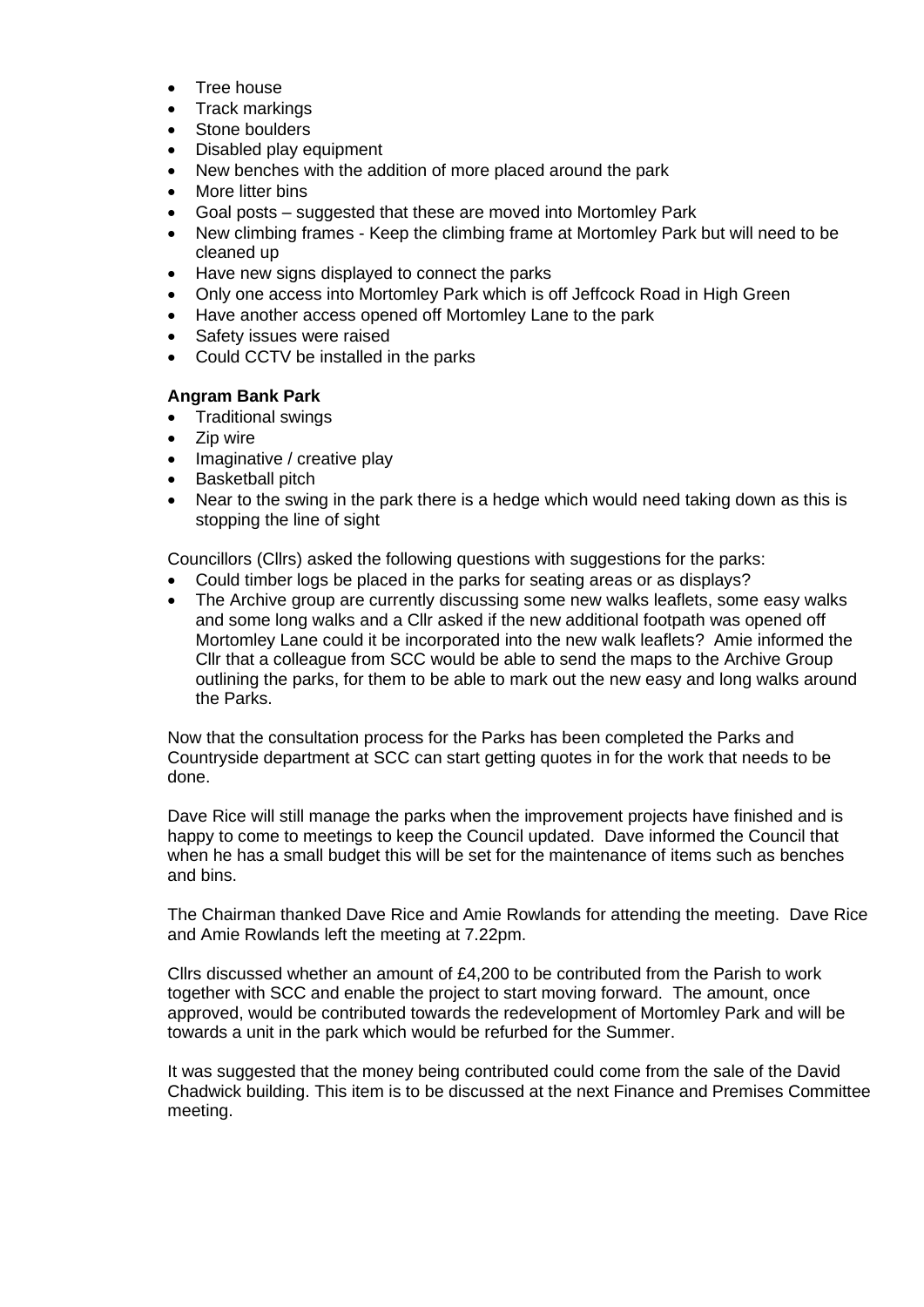- Tree house
- Track markings
- Stone boulders
- Disabled play equipment
- New benches with the addition of more placed around the park
- More litter bins
- Goal posts – suggested that these are moved into Mortomley Park
- New climbing frames - Keep the climbing frame at Mortomley Park but will need to be cleaned up
- Have new signs displayed to connect the parks
- Only one access into Mortomley Park which is off Jeffcock Road in High Green
- Have another access opened off Mortomley Lane to the park
- Safety issues were raised
- Could CCTV be installed in the parks

**Angram Bank Park**

- Traditional swings
- Zip wire
- Imaginative / creative play
- Basketball pitch
- Near to the swing in the park there is a hedge which would need taking down as this is stopping the line of sight

Councillors (Cllrs) asked the following questions with suggestions for the parks:

- Could timber logs be placed in the parks for seating areas or as displays?
- The Archive group are currently discussing some new walks leaflets, some easy walks and some long walks and a Cllr asked if the new additional footpath was opened off Mortomley Lane could it be incorporated into the new walk leaflets? Amie informed the Cllr that a colleague from SCC would be able to send the maps to the Archive Group outlining the parks, for them to be able to mark out the new easy and long walks around the Parks.

Now that the consultation process for the Parks has been completed the Parks and Countryside department at SCC can start getting quotes in for the work that needs to be done.

Dave Rice will still manage the parks when the improvement projects have finished and is happy to come to meetings to keep the Council updated. Dave informed the Council that when he has a small budget this will be set for the maintenance of items such as benches and bins.

The Chairman thanked Dave Rice and Amie Rowlands for attending the meeting. Dave Rice and Amie Rowlands left the meeting at 7.22pm.

Cllrs discussed whether an amount of £4,200 to be contributed from the Parish to work together with SCC and enable the project to start moving forward. The amount, once approved, would be contributed towards the redevelopment of Mortomley Park and will be towards a unit in the park which would be refurbed for the Summer.

It was suggested that the money being contributed could come from the sale of the David Chadwick building. This item is to be discussed at the next Finance and Premises Committee meeting.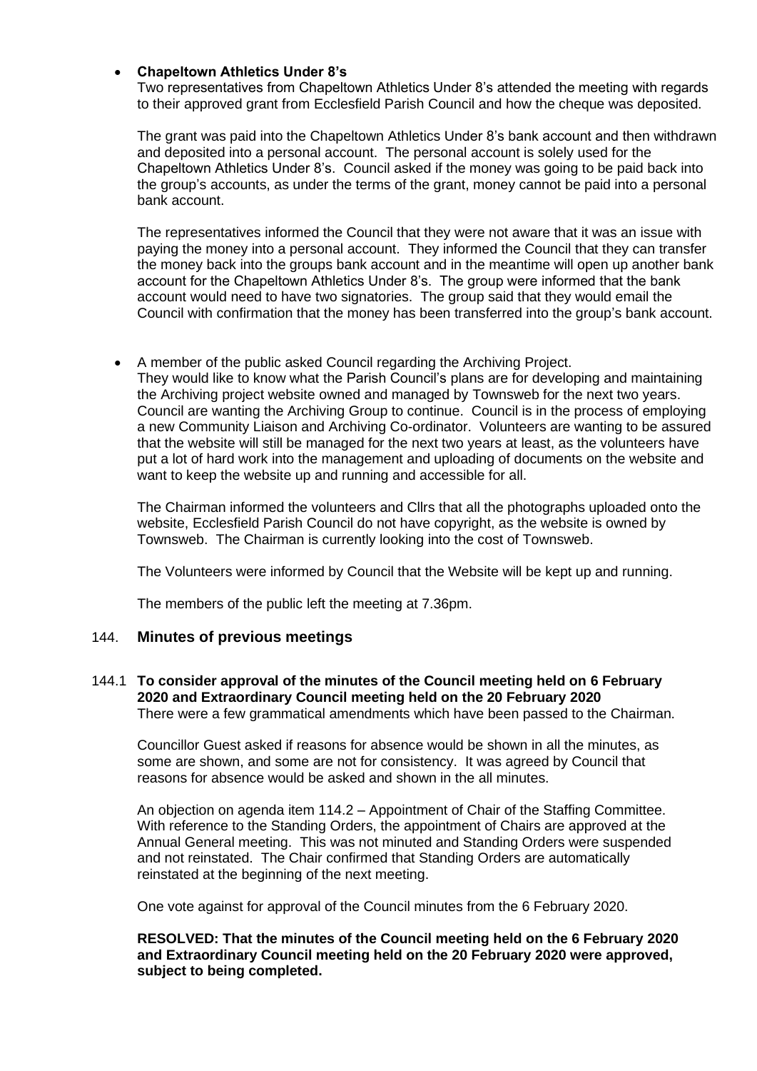- **Chapeltown Athletics Under 8's**

  Two representatives from Chapeltown Athletics Under 8's attended the meeting with regards to their approved grant from Ecclesfield Parish Council and how the cheque was deposited.

  The grant was paid into the Chapeltown Athletics Under 8's bank account and then withdrawn and deposited into a personal account. The personal account is solely used for the Chapeltown Athletics Under 8's. Council asked if the money was going to be paid back into the group's accounts, as under the terms of the grant, money cannot be paid into a personal bank account.

  The representatives informed the Council that they were not aware that it was an issue with paying the money into a personal account. They informed the Council that they can transfer the money back into the groups bank account and in the meantime will open up another bank account for the Chapeltown Athletics Under 8's. The group were informed that the bank account would need to have two signatories. The group said that they would email the Council with confirmation that the money has been transferred into the group's bank account.

- A member of the public asked Council regarding the Archiving Project.

  They would like to know what the Parish Council's plans are for developing and maintaining the Archiving project website owned and managed by Townsweb for the next two years. Council are wanting the Archiving Group to continue. Council is in the process of employing a new Community Liaison and Archiving Co-ordinator. Volunteers are wanting to be assured that the website will still be managed for the next two years at least, as the volunteers have put a lot of hard work into the management and uploading of documents on the website and want to keep the website up and running and accessible for all.

  The Chairman informed the volunteers and Cllrs that all the photographs uploaded onto the website, Ecclesfield Parish Council do not have copyright, as the website is owned by Townsweb. The Chairman is currently looking into the cost of Townsweb.

  The Volunteers were informed by Council that the Website will be kept up and running.

  The members of the public left the meeting at 7.36pm.

## 144. Minutes of previous meetings

### 144.1 To consider approval of the minutes of the Council meeting held on 6 February 2020 and Extraordinary Council meeting held on the 20 February 2020

There were a few grammatical amendments which have been passed to the Chairman.

Councillor Guest asked if reasons for absence would be shown in all the minutes, as some are shown, and some are not for consistency. It was agreed by Council that reasons for absence would be asked and shown in the all minutes.

An objection on agenda item 114.2 – Appointment of Chair of the Staffing Committee. With reference to the Standing Orders, the appointment of Chairs are approved at the Annual General meeting. This was not minuted and Standing Orders were suspended and not reinstated. The Chair confirmed that Standing Orders are automatically reinstated at the beginning of the next meeting.

One vote against for approval of the Council minutes from the 6 February 2020.

**RESOLVED: That the minutes of the Council meeting held on the 6 February 2020 and Extraordinary Council meeting held on the 20 February 2020 were approved, subject to being completed.**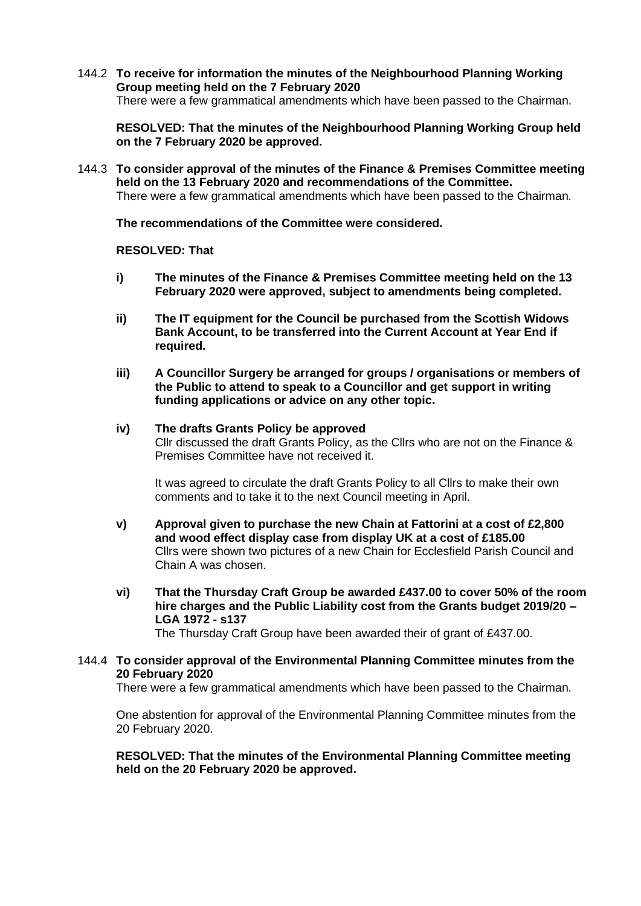144.2 **To receive for information the minutes of the Neighbourhood Planning Working Group meeting held on the 7 February 2020**
There were a few grammatical amendments which have been passed to the Chairman.

**RESOLVED: That the minutes of the Neighbourhood Planning Working Group held on the 7 February 2020 be approved.**

144.3 **To consider approval of the minutes of the Finance & Premises Committee meeting held on the 13 February 2020 and recommendations of the Committee.**
There were a few grammatical amendments which have been passed to the Chairman.

**The recommendations of the Committee were considered.**

**RESOLVED: That**

**i) The minutes of the Finance & Premises Committee meeting held on the 13 February 2020 were approved, subject to amendments being completed.**

**ii) The IT equipment for the Council be purchased from the Scottish Widows Bank Account, to be transferred into the Current Account at Year End if required.**

**iii) A Councillor Surgery be arranged for groups / organisations or members of the Public to attend to speak to a Councillor and get support in writing funding applications or advice on any other topic.**

**iv) The drafts Grants Policy be approved**
Cllr discussed the draft Grants Policy, as the Cllrs who are not on the Finance & Premises Committee have not received it.

It was agreed to circulate the draft Grants Policy to all Cllrs to make their own comments and to take it to the next Council meeting in April.

**v) Approval given to purchase the new Chain at Fattorini at a cost of £2,800 and wood effect display case from display UK at a cost of £185.00**
Cllrs were shown two pictures of a new Chain for Ecclesfield Parish Council and Chain A was chosen.

**vi) That the Thursday Craft Group be awarded £437.00 to cover 50% of the room hire charges and the Public Liability cost from the Grants budget 2019/20 – LGA 1972 - s137**
The Thursday Craft Group have been awarded their of grant of £437.00.

144.4 **To consider approval of the Environmental Planning Committee minutes from the 20 February 2020**
There were a few grammatical amendments which have been passed to the Chairman.

One abstention for approval of the Environmental Planning Committee minutes from the 20 February 2020.

**RESOLVED: That the minutes of the Environmental Planning Committee meeting held on the 20 February 2020 be approved.**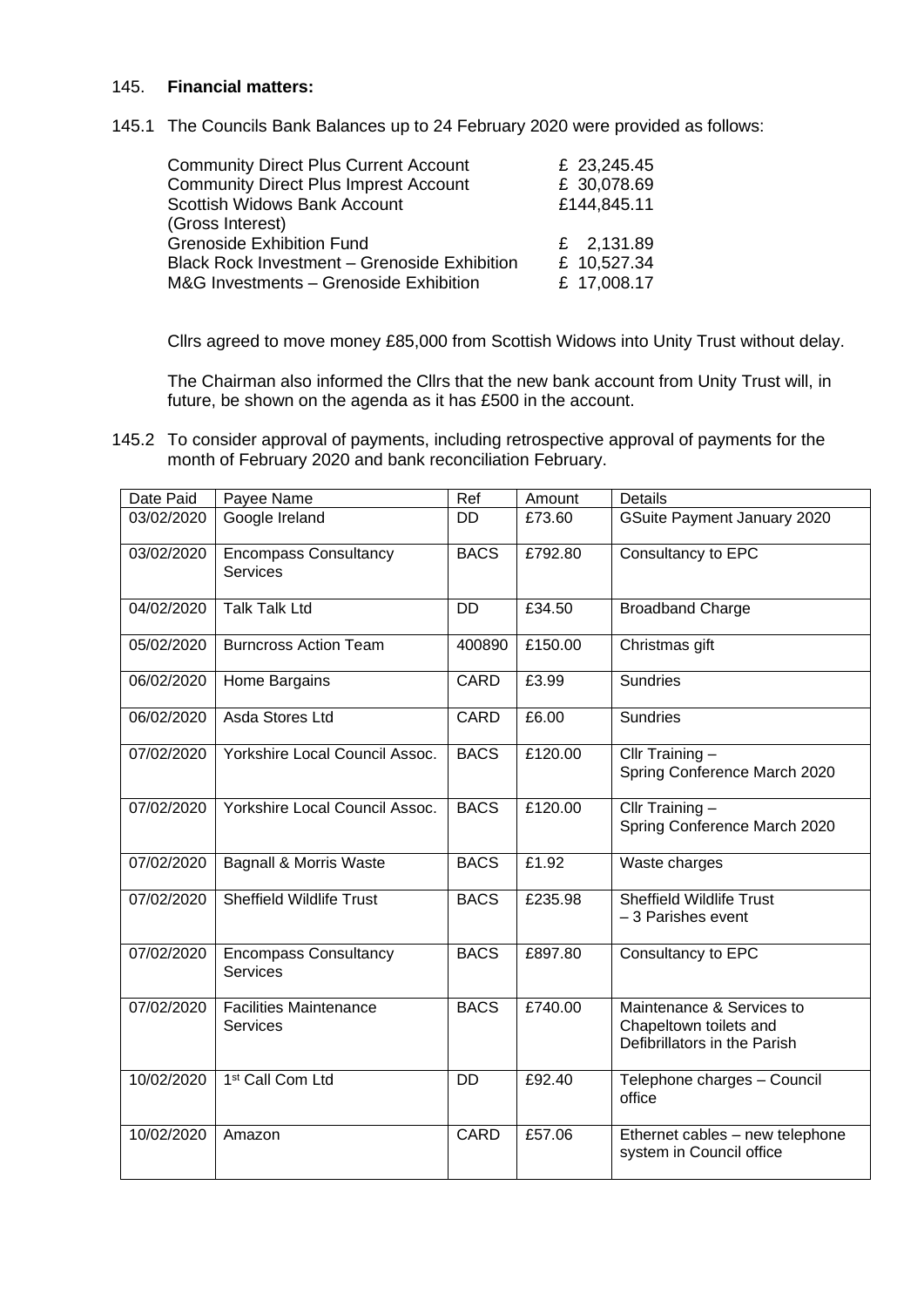145. **Financial matters:**

145.1 The Councils Bank Balances up to 24 February 2020 were provided as follows:

| | |
|---|---|
| Community Direct Plus Current Account | £ 23,245.45 |
| Community Direct Plus Imprest Account | £ 30,078.69 |
| Scottish Widows Bank Account (Gross Interest) | £144,845.11 |
| Grenoside Exhibition Fund | £ 2,131.89 |
| Black Rock Investment – Grenoside Exhibition | £ 10,527.34 |
| M&G Investments – Grenoside Exhibition | £ 17,008.17 |

Cllrs agreed to move money £85,000 from Scottish Widows into Unity Trust without delay.

The Chairman also informed the Cllrs that the new bank account from Unity Trust will, in future, be shown on the agenda as it has £500 in the account.

145.2 To consider approval of payments, including retrospective approval of payments for the month of February 2020 and bank reconciliation February.

| Date Paid | Payee Name | Ref | Amount | Details |
|---|---|---|---|---|
| 03/02/2020 | Google Ireland | DD | £73.60 | GSuite Payment January 2020 |
| 03/02/2020 | Encompass Consultancy Services | BACS | £792.80 | Consultancy to EPC |
| 04/02/2020 | Talk Talk Ltd | DD | £34.50 | Broadband Charge |
| 05/02/2020 | Burncross Action Team | 400890 | £150.00 | Christmas gift |
| 06/02/2020 | Home Bargains | CARD | £3.99 | Sundries |
| 06/02/2020 | Asda Stores Ltd | CARD | £6.00 | Sundries |
| 07/02/2020 | Yorkshire Local Council Assoc. | BACS | £120.00 | Cllr Training – Spring Conference March 2020 |
| 07/02/2020 | Yorkshire Local Council Assoc. | BACS | £120.00 | Cllr Training – Spring Conference March 2020 |
| 07/02/2020 | Bagnall & Morris Waste | BACS | £1.92 | Waste charges |
| 07/02/2020 | Sheffield Wildlife Trust | BACS | £235.98 | Sheffield Wildlife Trust – 3 Parishes event |
| 07/02/2020 | Encompass Consultancy Services | BACS | £897.80 | Consultancy to EPC |
| 07/02/2020 | Facilities Maintenance Services | BACS | £740.00 | Maintenance & Services to Chapeltown toilets and Defibrillators in the Parish |
| 10/02/2020 | 1st Call Com Ltd | DD | £92.40 | Telephone charges – Council office |
| 10/02/2020 | Amazon | CARD | £57.06 | Ethernet cables – new telephone system in Council office |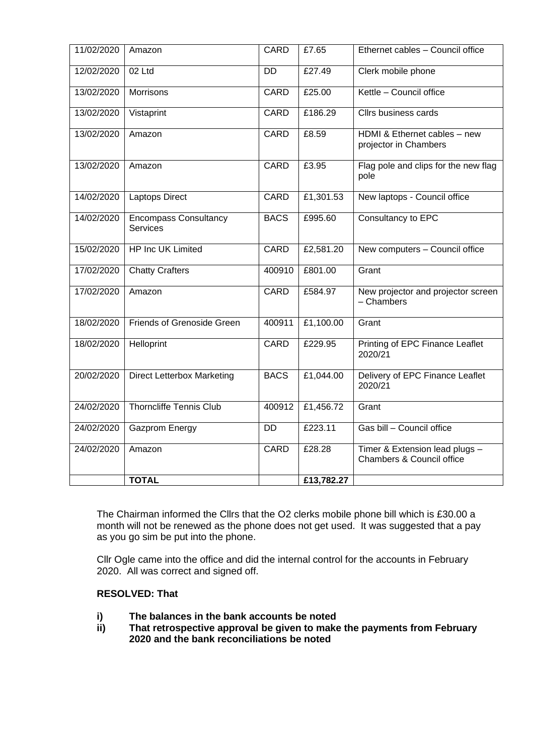| 11/02/2020 | Amazon | CARD | £7.65 | Ethernet cables – Council office |
|---|---|---|---|---|
| 12/02/2020 | 02 Ltd | DD | £27.49 | Clerk mobile phone |
| 13/02/2020 | Morrisons | CARD | £25.00 | Kettle – Council office |
| 13/02/2020 | Vistaprint | CARD | £186.29 | Cllrs business cards |
| 13/02/2020 | Amazon | CARD | £8.59 | HDMI & Ethernet cables – new projector in Chambers |
| 13/02/2020 | Amazon | CARD | £3.95 | Flag pole and clips for the new flag pole |
| 14/02/2020 | Laptops Direct | CARD | £1,301.53 | New laptops - Council office |
| 14/02/2020 | Encompass Consultancy Services | BACS | £995.60 | Consultancy to EPC |
| 15/02/2020 | HP Inc UK Limited | CARD | £2,581.20 | New computers – Council office |
| 17/02/2020 | Chatty Crafters | 400910 | £801.00 | Grant |
| 17/02/2020 | Amazon | CARD | £584.97 | New projector and projector screen – Chambers |
| 18/02/2020 | Friends of Grenoside Green | 400911 | £1,100.00 | Grant |
| 18/02/2020 | Helloprint | CARD | £229.95 | Printing of EPC Finance Leaflet 2020/21 |
| 20/02/2020 | Direct Letterbox Marketing | BACS | £1,044.00 | Delivery of EPC Finance Leaflet 2020/21 |
| 24/02/2020 | Thorncliffe Tennis Club | 400912 | £1,456.72 | Grant |
| 24/02/2020 | Gazprom Energy | DD | £223.11 | Gas bill – Council office |
| 24/02/2020 | Amazon | CARD | £28.28 | Timer & Extension lead plugs – Chambers & Council office |
| | **TOTAL** | | **£13,782.27** | |

The Chairman informed the Cllrs that the O2 clerks mobile phone bill which is £30.00 a month will not be renewed as the phone does not get used. It was suggested that a pay as you go sim be put into the phone.

Cllr Ogle came into the office and did the internal control for the accounts in February 2020. All was correct and signed off.

**RESOLVED: That**

- **i) The balances in the bank accounts be noted**
- **ii) That retrospective approval be given to make the payments from February 2020 and the bank reconciliations be noted**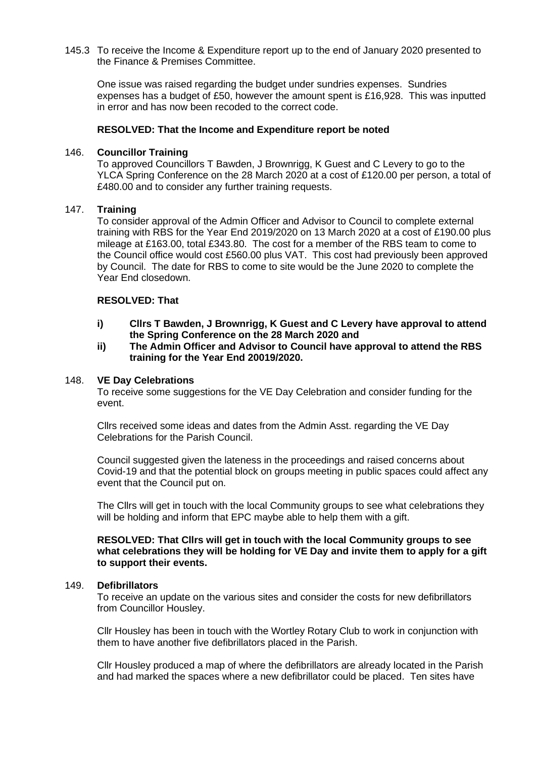145.3 To receive the Income & Expenditure report up to the end of January 2020 presented to the Finance & Premises Committee.

One issue was raised regarding the budget under sundries expenses. Sundries expenses has a budget of £50, however the amount spent is £16,928. This was inputted in error and has now been recoded to the correct code.

**RESOLVED: That the Income and Expenditure report be noted**

146. **Councillor Training**

To approved Councillors T Bawden, J Brownrigg, K Guest and C Levery to go to the YLCA Spring Conference on the 28 March 2020 at a cost of £120.00 per person, a total of £480.00 and to consider any further training requests.

147. **Training**

To consider approval of the Admin Officer and Advisor to Council to complete external training with RBS for the Year End 2019/2020 on 13 March 2020 at a cost of £190.00 plus mileage at £163.00, total £343.80. The cost for a member of the RBS team to come to the Council office would cost £560.00 plus VAT. This cost had previously been approved by Council. The date for RBS to come to site would be the June 2020 to complete the Year End closedown.

**RESOLVED: That**

- **i) Cllrs T Bawden, J Brownrigg, K Guest and C Levery have approval to attend the Spring Conference on the 28 March 2020 and**
- **ii) The Admin Officer and Advisor to Council have approval to attend the RBS training for the Year End 20019/2020.**

148. **VE Day Celebrations**

To receive some suggestions for the VE Day Celebration and consider funding for the event.

Cllrs received some ideas and dates from the Admin Asst. regarding the VE Day Celebrations for the Parish Council.

Council suggested given the lateness in the proceedings and raised concerns about Covid-19 and that the potential block on groups meeting in public spaces could affect any event that the Council put on.

The Cllrs will get in touch with the local Community groups to see what celebrations they will be holding and inform that EPC maybe able to help them with a gift.

**RESOLVED: That Cllrs will get in touch with the local Community groups to see what celebrations they will be holding for VE Day and invite them to apply for a gift to support their events.**

149. **Defibrillators**

To receive an update on the various sites and consider the costs for new defibrillators from Councillor Housley.

Cllr Housley has been in touch with the Wortley Rotary Club to work in conjunction with them to have another five defibrillators placed in the Parish.

Cllr Housley produced a map of where the defibrillators are already located in the Parish and had marked the spaces where a new defibrillator could be placed. Ten sites have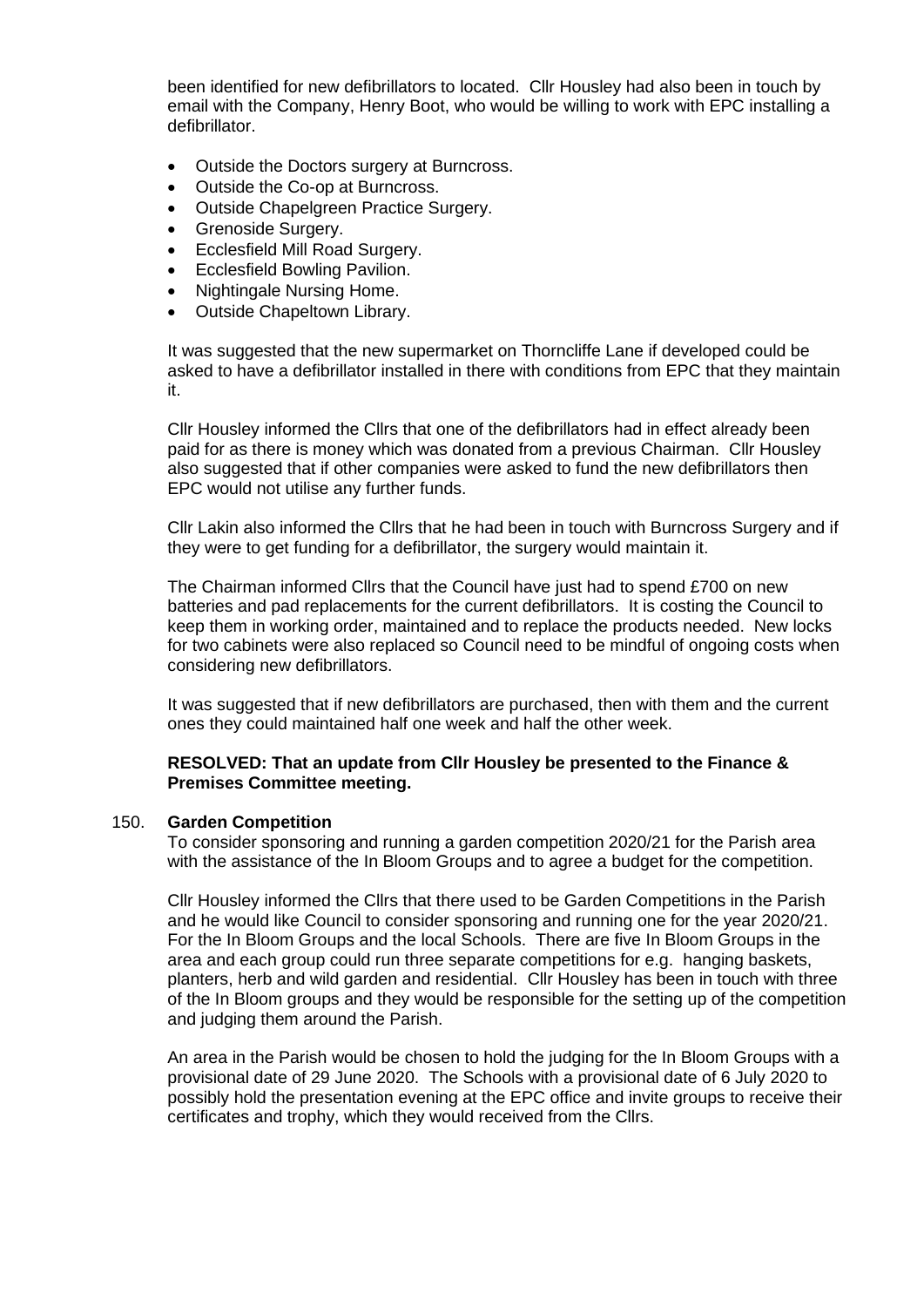been identified for new defibrillators to located. Cllr Housley had also been in touch by email with the Company, Henry Boot, who would be willing to work with EPC installing a defibrillator.

- Outside the Doctors surgery at Burncross.
- Outside the Co-op at Burncross.
- Outside Chapelgreen Practice Surgery.
- Grenoside Surgery.
- Ecclesfield Mill Road Surgery.
- Ecclesfield Bowling Pavilion.
- Nightingale Nursing Home.
- Outside Chapeltown Library.

It was suggested that the new supermarket on Thorncliffe Lane if developed could be asked to have a defibrillator installed in there with conditions from EPC that they maintain it.

Cllr Housley informed the Cllrs that one of the defibrillators had in effect already been paid for as there is money which was donated from a previous Chairman. Cllr Housley also suggested that if other companies were asked to fund the new defibrillators then EPC would not utilise any further funds.

Cllr Lakin also informed the Cllrs that he had been in touch with Burncross Surgery and if they were to get funding for a defibrillator, the surgery would maintain it.

The Chairman informed Cllrs that the Council have just had to spend £700 on new batteries and pad replacements for the current defibrillators. It is costing the Council to keep them in working order, maintained and to replace the products needed. New locks for two cabinets were also replaced so Council need to be mindful of ongoing costs when considering new defibrillators.

It was suggested that if new defibrillators are purchased, then with them and the current ones they could maintained half one week and half the other week.

**RESOLVED: That an update from Cllr Housley be presented to the Finance & Premises Committee meeting.**

150. **Garden Competition**

To consider sponsoring and running a garden competition 2020/21 for the Parish area with the assistance of the In Bloom Groups and to agree a budget for the competition.

Cllr Housley informed the Cllrs that there used to be Garden Competitions in the Parish and he would like Council to consider sponsoring and running one for the year 2020/21. For the In Bloom Groups and the local Schools. There are five In Bloom Groups in the area and each group could run three separate competitions for e.g. hanging baskets, planters, herb and wild garden and residential. Cllr Housley has been in touch with three of the In Bloom groups and they would be responsible for the setting up of the competition and judging them around the Parish.

An area in the Parish would be chosen to hold the judging for the In Bloom Groups with a provisional date of 29 June 2020. The Schools with a provisional date of 6 July 2020 to possibly hold the presentation evening at the EPC office and invite groups to receive their certificates and trophy, which they would received from the Cllrs.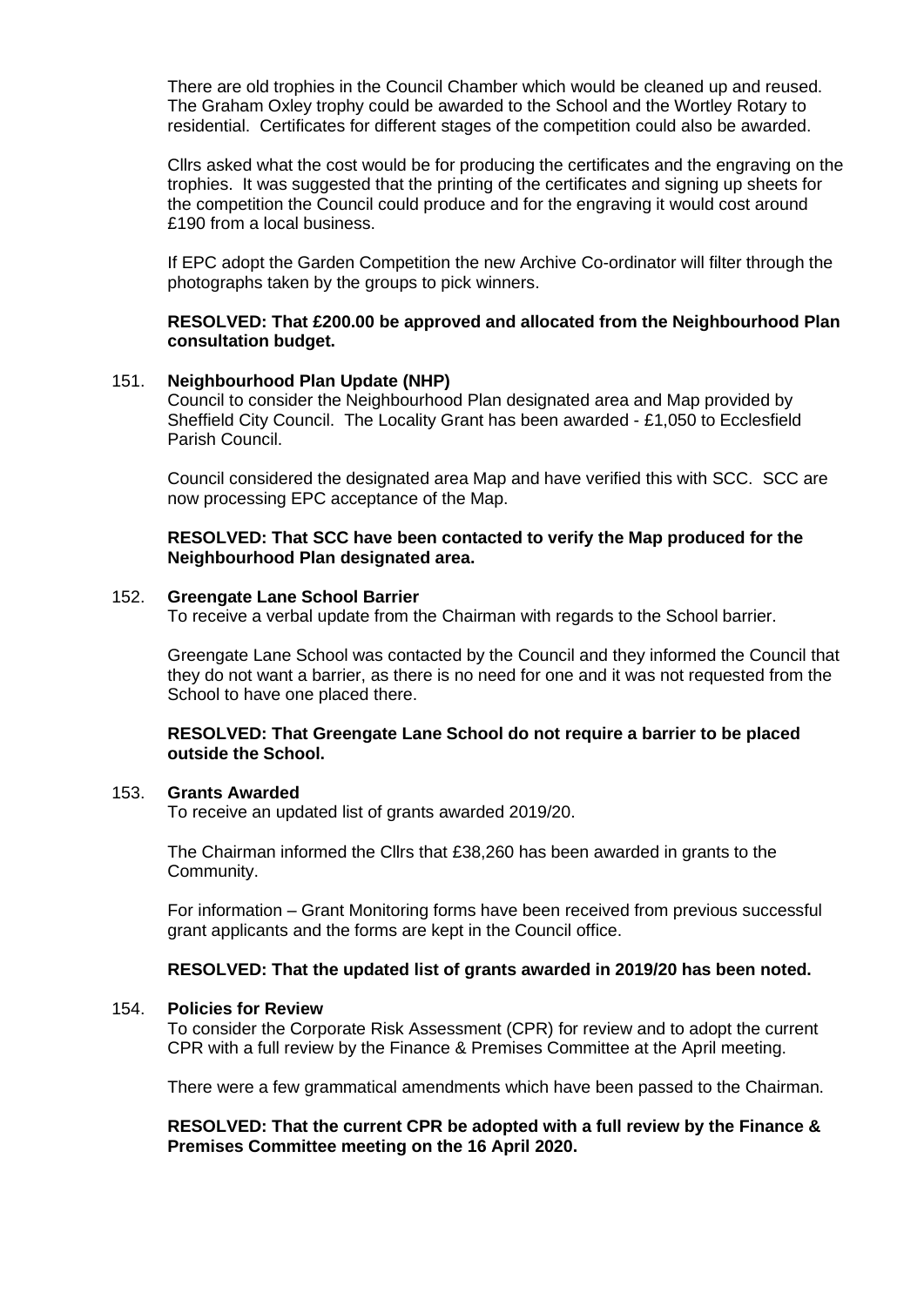There are old trophies in the Council Chamber which would be cleaned up and reused. The Graham Oxley trophy could be awarded to the School and the Wortley Rotary to residential. Certificates for different stages of the competition could also be awarded.

Cllrs asked what the cost would be for producing the certificates and the engraving on the trophies. It was suggested that the printing of the certificates and signing up sheets for the competition the Council could produce and for the engraving it would cost around £190 from a local business.

If EPC adopt the Garden Competition the new Archive Co-ordinator will filter through the photographs taken by the groups to pick winners.

**RESOLVED: That £200.00 be approved and allocated from the Neighbourhood Plan consultation budget.**

151. **Neighbourhood Plan Update (NHP)**

Council to consider the Neighbourhood Plan designated area and Map provided by Sheffield City Council. The Locality Grant has been awarded - £1,050 to Ecclesfield Parish Council.

Council considered the designated area Map and have verified this with SCC. SCC are now processing EPC acceptance of the Map.

**RESOLVED: That SCC have been contacted to verify the Map produced for the Neighbourhood Plan designated area.**

152. **Greengate Lane School Barrier**

To receive a verbal update from the Chairman with regards to the School barrier.

Greengate Lane School was contacted by the Council and they informed the Council that they do not want a barrier, as there is no need for one and it was not requested from the School to have one placed there.

**RESOLVED: That Greengate Lane School do not require a barrier to be placed outside the School.**

153. **Grants Awarded**

To receive an updated list of grants awarded 2019/20.

The Chairman informed the Cllrs that £38,260 has been awarded in grants to the Community.

For information – Grant Monitoring forms have been received from previous successful grant applicants and the forms are kept in the Council office.

**RESOLVED: That the updated list of grants awarded in 2019/20 has been noted.**

154. **Policies for Review**

To consider the Corporate Risk Assessment (CPR) for review and to adopt the current CPR with a full review by the Finance & Premises Committee at the April meeting.

There were a few grammatical amendments which have been passed to the Chairman.

**RESOLVED: That the current CPR be adopted with a full review by the Finance & Premises Committee meeting on the 16 April 2020.**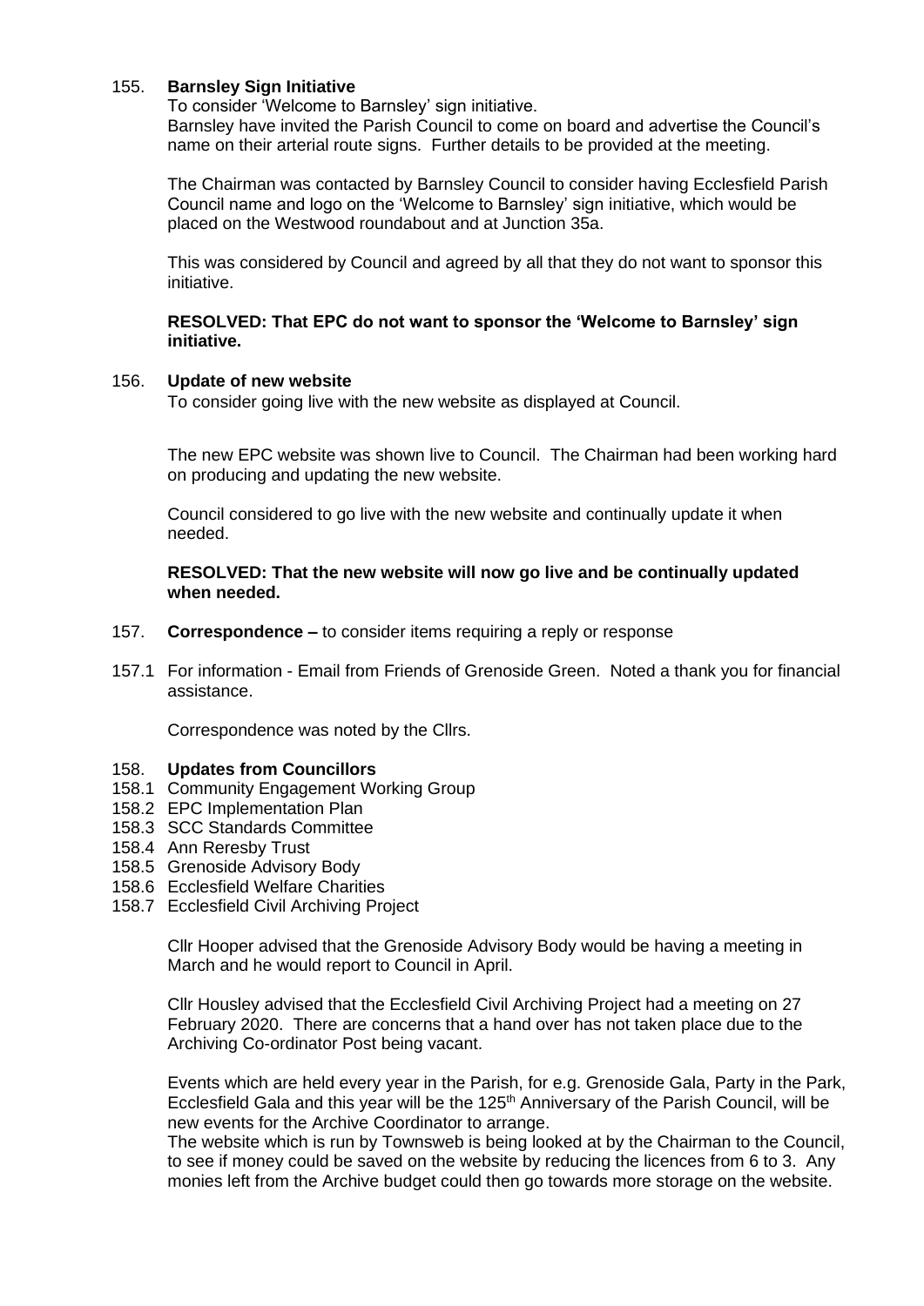155. **Barnsley Sign Initiative**

To consider 'Welcome to Barnsley' sign initiative.
Barnsley have invited the Parish Council to come on board and advertise the Council's name on their arterial route signs. Further details to be provided at the meeting.

The Chairman was contacted by Barnsley Council to consider having Ecclesfield Parish Council name and logo on the 'Welcome to Barnsley' sign initiative, which would be placed on the Westwood roundabout and at Junction 35a.

This was considered by Council and agreed by all that they do not want to sponsor this initiative.

**RESOLVED: That EPC do not want to sponsor the 'Welcome to Barnsley' sign initiative.**

156. **Update of new website**

To consider going live with the new website as displayed at Council.

The new EPC website was shown live to Council. The Chairman had been working hard on producing and updating the new website.

Council considered to go live with the new website and continually update it when needed.

**RESOLVED: That the new website will now go live and be continually updated when needed.**

157. **Correspondence –** to consider items requiring a reply or response

157.1 For information - Email from Friends of Grenoside Green. Noted a thank you for financial assistance.

Correspondence was noted by the Cllrs.

158. **Updates from Councillors**

158.1 Community Engagement Working Group
158.2 EPC Implementation Plan
158.3 SCC Standards Committee
158.4 Ann Reresby Trust
158.5 Grenoside Advisory Body
158.6 Ecclesfield Welfare Charities
158.7 Ecclesfield Civil Archiving Project

Cllr Hooper advised that the Grenoside Advisory Body would be having a meeting in March and he would report to Council in April.

Cllr Housley advised that the Ecclesfield Civil Archiving Project had a meeting on 27 February 2020. There are concerns that a hand over has not taken place due to the Archiving Co-ordinator Post being vacant.

Events which are held every year in the Parish, for e.g. Grenoside Gala, Party in the Park, Ecclesfield Gala and this year will be the 125th Anniversary of the Parish Council, will be new events for the Archive Coordinator to arrange.
The website which is run by Townsweb is being looked at by the Chairman to the Council, to see if money could be saved on the website by reducing the licences from 6 to 3. Any monies left from the Archive budget could then go towards more storage on the website.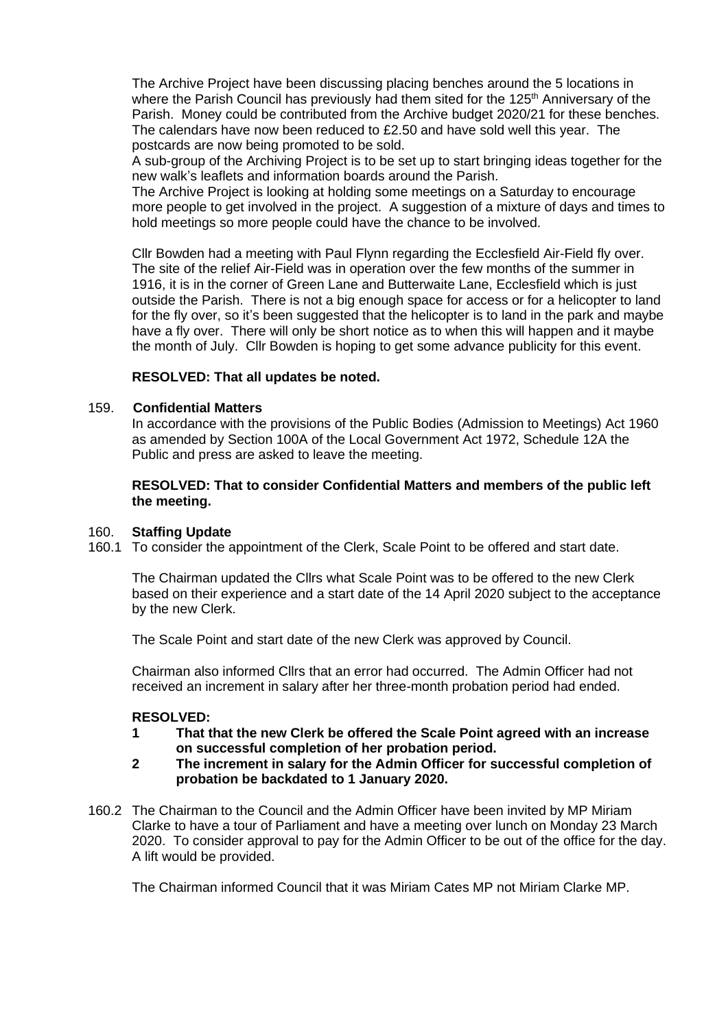The Archive Project have been discussing placing benches around the 5 locations in where the Parish Council has previously had them sited for the 125th Anniversary of the Parish. Money could be contributed from the Archive budget 2020/21 for these benches. The calendars have now been reduced to £2.50 and have sold well this year. The postcards are now being promoted to be sold.

A sub-group of the Archiving Project is to be set up to start bringing ideas together for the new walk's leaflets and information boards around the Parish.

The Archive Project is looking at holding some meetings on a Saturday to encourage more people to get involved in the project. A suggestion of a mixture of days and times to hold meetings so more people could have the chance to be involved.

Cllr Bowden had a meeting with Paul Flynn regarding the Ecclesfield Air-Field fly over. The site of the relief Air-Field was in operation over the few months of the summer in 1916, it is in the corner of Green Lane and Butterwaite Lane, Ecclesfield which is just outside the Parish. There is not a big enough space for access or for a helicopter to land for the fly over, so it's been suggested that the helicopter is to land in the park and maybe have a fly over. There will only be short notice as to when this will happen and it maybe the month of July. Cllr Bowden is hoping to get some advance publicity for this event.

**RESOLVED: That all updates be noted.**

159. **Confidential Matters**

In accordance with the provisions of the Public Bodies (Admission to Meetings) Act 1960 as amended by Section 100A of the Local Government Act 1972, Schedule 12A the Public and press are asked to leave the meeting.

**RESOLVED: That to consider Confidential Matters and members of the public left the meeting.**

160. **Staffing Update**

160.1 To consider the appointment of the Clerk, Scale Point to be offered and start date.

The Chairman updated the Cllrs what Scale Point was to be offered to the new Clerk based on their experience and a start date of the 14 April 2020 subject to the acceptance by the new Clerk.

The Scale Point and start date of the new Clerk was approved by Council.

Chairman also informed Cllrs that an error had occurred. The Admin Officer had not received an increment in salary after her three-month probation period had ended.

**RESOLVED:**

1. **That that the new Clerk be offered the Scale Point agreed with an increase on successful completion of her probation period.**
2. **The increment in salary for the Admin Officer for successful completion of probation be backdated to 1 January 2020.**

160.2 The Chairman to the Council and the Admin Officer have been invited by MP Miriam Clarke to have a tour of Parliament and have a meeting over lunch on Monday 23 March 2020. To consider approval to pay for the Admin Officer to be out of the office for the day. A lift would be provided.

The Chairman informed Council that it was Miriam Cates MP not Miriam Clarke MP.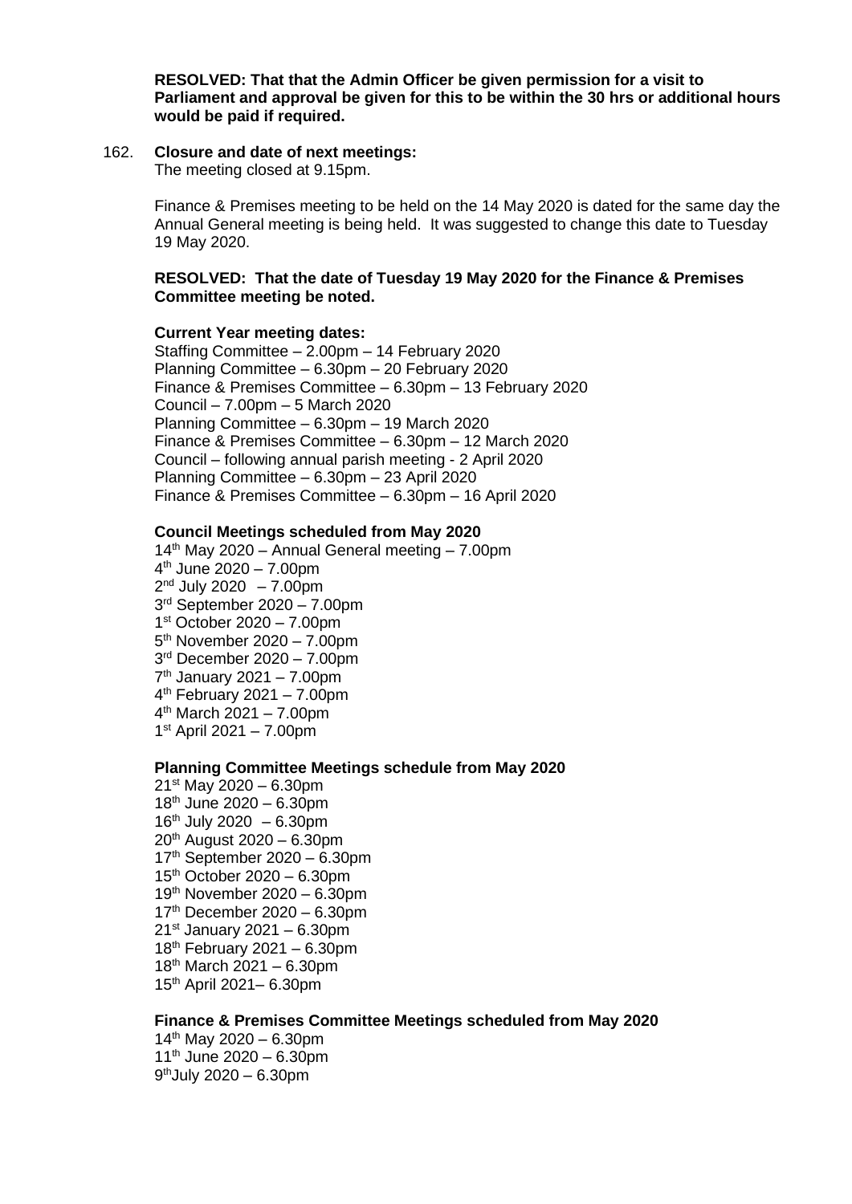**RESOLVED: That that the Admin Officer be given permission for a visit to Parliament and approval be given for this to be within the 30 hrs or additional hours would be paid if required.**

162. **Closure and date of next meetings:**

The meeting closed at 9.15pm.

Finance & Premises meeting to be held on the 14 May 2020 is dated for the same day the Annual General meeting is being held. It was suggested to change this date to Tuesday 19 May 2020.

**RESOLVED: That the date of Tuesday 19 May 2020 for the Finance & Premises Committee meeting be noted.**

**Current Year meeting dates:**

Staffing Committee – 2.00pm – 14 February 2020
Planning Committee – 6.30pm – 20 February 2020
Finance & Premises Committee – 6.30pm – 13 February 2020
Council – 7.00pm – 5 March 2020
Planning Committee – 6.30pm – 19 March 2020
Finance & Premises Committee – 6.30pm – 12 March 2020
Council – following annual parish meeting - 2 April 2020
Planning Committee – 6.30pm – 23 April 2020
Finance & Premises Committee – 6.30pm – 16 April 2020

**Council Meetings scheduled from May 2020**

14th May 2020 – Annual General meeting – 7.00pm
4th June 2020 – 7.00pm
2nd July 2020 – 7.00pm
3rd September 2020 – 7.00pm
1st October 2020 – 7.00pm
5th November 2020 – 7.00pm
3rd December 2020 – 7.00pm
7th January 2021 – 7.00pm
4th February 2021 – 7.00pm
4th March 2021 – 7.00pm
1st April 2021 – 7.00pm

**Planning Committee Meetings schedule from May 2020**

21st May 2020 – 6.30pm
18th June 2020 – 6.30pm
16th July 2020 – 6.30pm
20th August 2020 – 6.30pm
17th September 2020 – 6.30pm
15th October 2020 – 6.30pm
19th November 2020 – 6.30pm
17th December 2020 – 6.30pm
21st January 2021 – 6.30pm
18th February 2021 – 6.30pm
18th March 2021 – 6.30pm
15th April 2021– 6.30pm

**Finance & Premises Committee Meetings scheduled from May 2020**

14th May 2020 – 6.30pm
11th June 2020 – 6.30pm
9thJuly 2020 – 6.30pm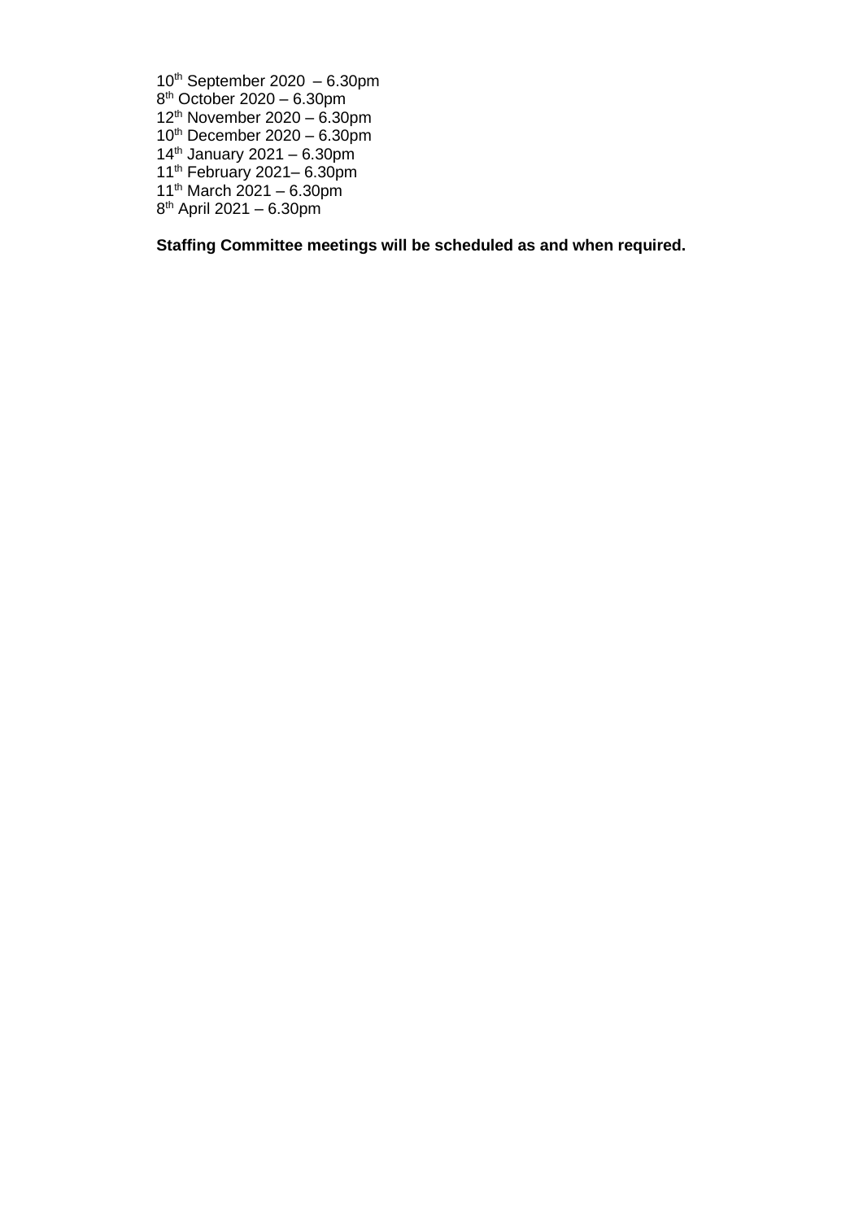10th September 2020 – 6.30pm
8th October 2020 – 6.30pm
12th November 2020 – 6.30pm
10th December 2020 – 6.30pm
14th January 2021 – 6.30pm
11th February 2021– 6.30pm
11th March 2021 – 6.30pm
8th April 2021 – 6.30pm

**Staffing Committee meetings will be scheduled as and when required.**